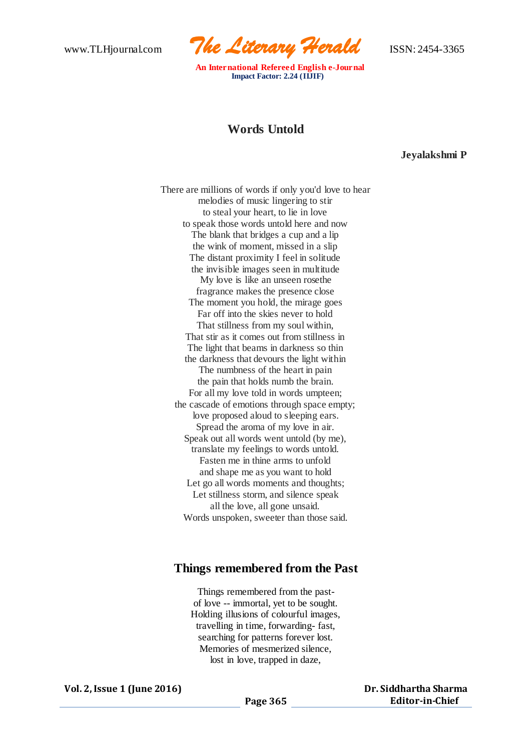## Words Untold

**Jeyalakshmi P**

There are millions of words if only you'd love to hear
melodies of music lingering to stir
to steal your heart, to lie in love
to speak those words untold here and now
The blank that bridges a cup and a lip
the wink of moment, missed in a slip
The distant proximity I feel in solitude
the invisible images seen in multitude
My love is like an unseen rosethe
fragrance makes the presence close
The moment you hold, the mirage goes
Far off into the skies never to hold
That stillness from my soul within,
That stir as it comes out from stillness in
The light that beams in darkness so thin
the darkness that devours the light within
The numbness of the heart in pain
the pain that holds numb the brain.
For all my love told in words umpteen;
the cascade of emotions through space empty;
love proposed aloud to sleeping ears.
Spread the aroma of my love in air.
Speak out all words went untold (by me),
translate my feelings to words untold.
Fasten me in thine arms to unfold
and shape me as you want to hold
Let go all words moments and thoughts;
Let stillness storm, and silence speak
all the love, all gone unsaid.
Words unspoken, sweeter than those said.

## Things remembered from the Past

Things remembered from the past-
of love -- immortal, yet to be sought.
Holding illusions of colourful images,
travelling in time, forwarding- fast,
searching for patterns forever lost.
Memories of mesmerized silence,
lost in love, trapped in daze,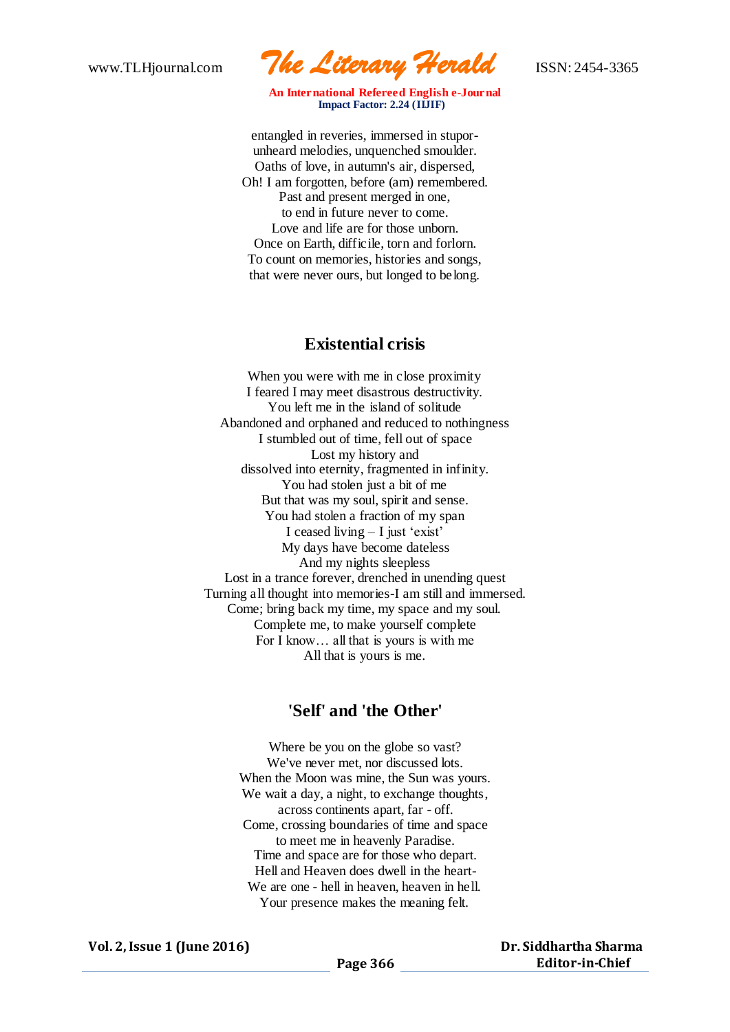entangled in reveries, immersed in stupor-  
unheard melodies, unquenched smoulder.  
Oaths of love, in autumn's air, dispersed,  
Oh! I am forgotten, before (am) remembered.  
Past and present merged in one,  
to end in future never to come.  
Love and life are for those unborn.  
Once on Earth, difficile, torn and forlorn.  
To count on memories, histories and songs,  
that were never ours, but longed to belong.

## Existential crisis

When you were with me in close proximity  
I feared I may meet disastrous destructivity.  
You left me in the island of solitude  
Abandoned and orphaned and reduced to nothingness  
I stumbled out of time, fell out of space  
Lost my history and  
dissolved into eternity, fragmented in infinity.  
You had stolen just a bit of me  
But that was my soul, spirit and sense.  
You had stolen a fraction of my span  
I ceased living – I just 'exist'  
My days have become dateless  
And my nights sleepless  
Lost in a trance forever, drenched in unending quest  
Turning all thought into memories-I am still and immersed.  
Come; bring back my time, my space and my soul.  
Complete me, to make yourself complete  
For I know… all that is yours is with me  
All that is yours is me.

## 'Self' and 'the Other'

Where be you on the globe so vast?  
We've never met, nor discussed lots.  
When the Moon was mine, the Sun was yours.  
We wait a day, a night, to exchange thoughts,  
across continents apart, far - off.  
Come, crossing boundaries of time and space  
to meet me in heavenly Paradise.  
Time and space are for those who depart.  
Hell and Heaven does dwell in the heart-  
We are one - hell in heaven, heaven in hell.  
Your presence makes the meaning felt.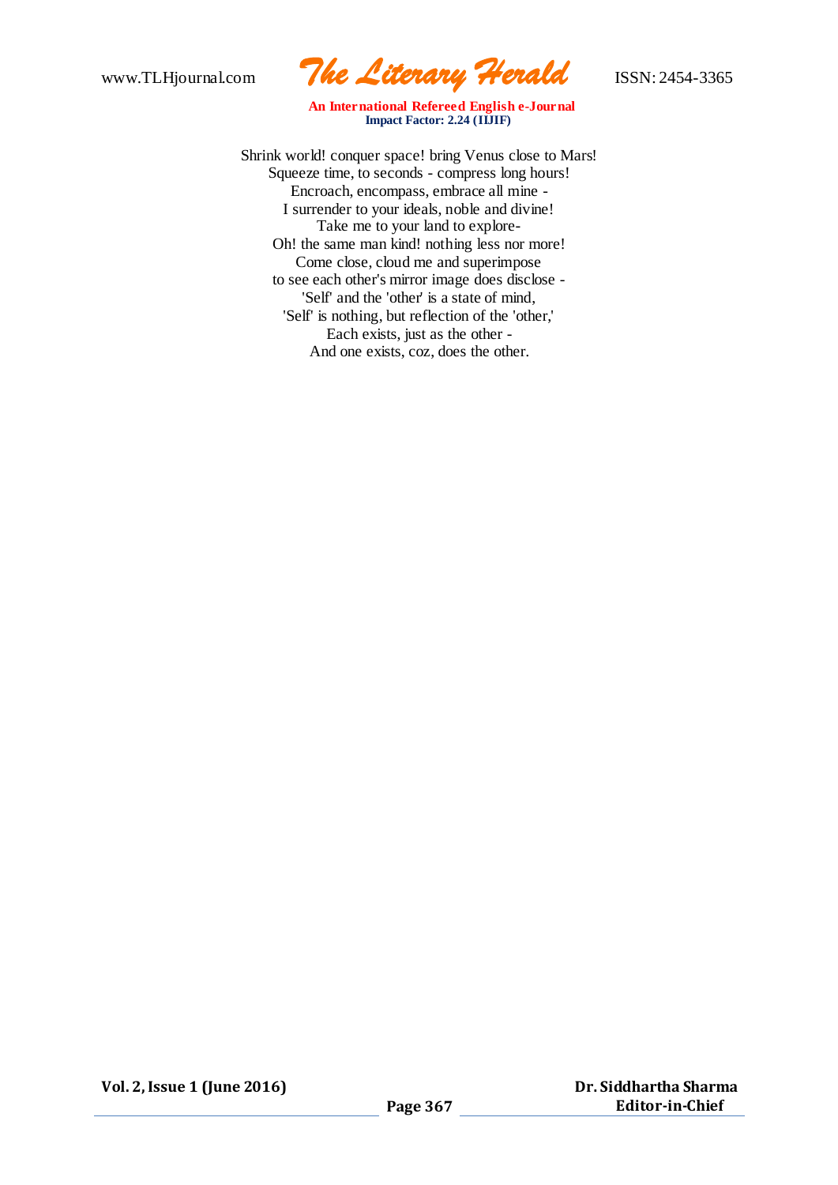Shrink world! conquer space! bring Venus close to Mars!  
Squeeze time, to seconds - compress long hours!  
Encroach, encompass, embrace all mine -  
I surrender to your ideals, noble and divine!  
Take me to your land to explore-  
Oh! the same man kind! nothing less nor more!  
Come close, cloud me and superimpose  
to see each other's mirror image does disclose -  
'Self' and the 'other' is a state of mind,  
'Self' is nothing, but reflection of the 'other,'  
Each exists, just as the other -  
And one exists, coz, does the other.